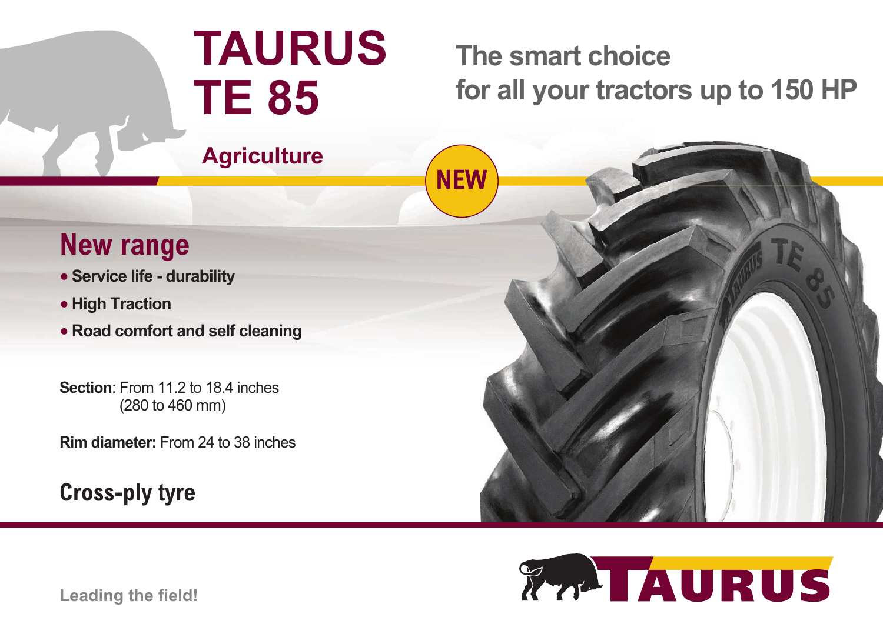# TAURUS TE 85

## The smart choice for all your tractors up to 150 HP

**Agriculture**

NEW

## New range

- **Service life - durability**
- **High Traction**
- **Road comfort and self cleaning**

**Section**: From 11.2 to 18.4 inches
(280 to 460 mm)

**Rim diameter:** From 24 to 38 inches

## Cross-ply tyre

**Leading the field!**

TAURUS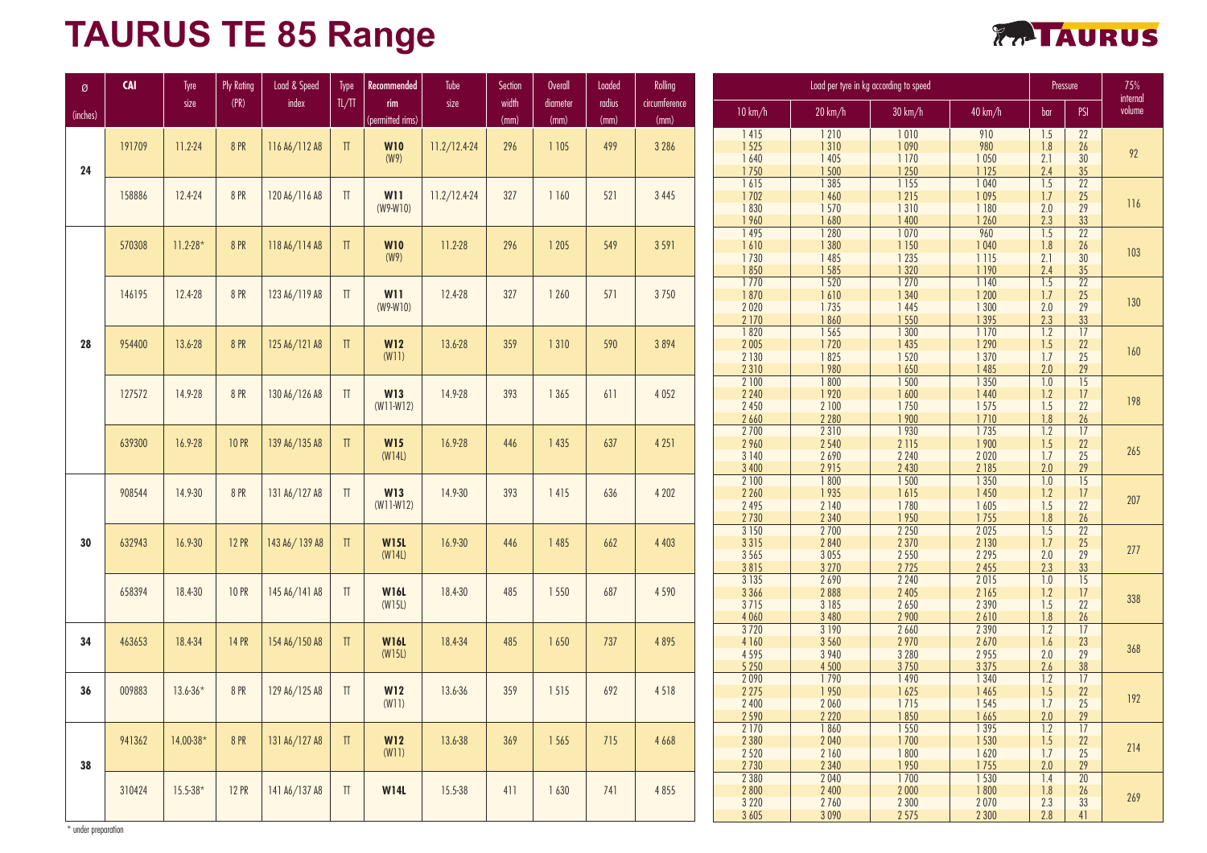# TAURUS TE 85 Range

| Ø (inches) | CAI | Tyre size | Ply Rating (PR) | Load & Speed index | Type TL/TT | Recommended rim (permitted rims) | Tube size | Section width (mm) | Overall diameter (mm) | Loaded radius (mm) | Rolling circumference (mm) | Load per tyre in kg according to speed | | | | Pressure | | 75% internal volume |
|---|---|---|---|---|---|---|---|---|---|---|---|---|---|---|---|---|---|---|
| | | | | | | | | | | | | 10 km/h | 20 km/h | 30 km/h | 40 km/h | bar | PSI | |
| 24 | 191709 | 11.2-24 | 8 PR | 116 A6/112 A8 | TT | **W10** (W9) | 11.2/12.4-24 | 296 | 1 105 | 499 | 3 286 | 1 415<br>1 525<br>1 640<br>1 750 | 1 210<br>1 310<br>1 405<br>1 500 | 1 010<br>1 090<br>1 170<br>1 250 | 910<br>980<br>1 050<br>1 125 | 1.5<br>1.8<br>2.1<br>2.4 | 22<br>26<br>30<br>35 | 92 |
| | 158886 | 12.4-24 | 8 PR | 120 A6/116 A8 | TT | **W11** (W9-W10) | 11.2/12.4-24 | 327 | 1 160 | 521 | 3 445 | 1 615<br>1 702<br>1 830<br>1 960 | 1 385<br>1 460<br>1 570<br>1 680 | 1 155<br>1 215<br>1 310<br>1 400 | 1 040<br>1 095<br>1 180<br>1 260 | 1.5<br>1.7<br>2.0<br>2.3 | 22<br>25<br>29<br>33 | 116 |
| 28 | 570308 | 11.2-28* | 8 PR | 118 A6/114 A8 | TT | **W10** (W9) | 11.2-28 | 296 | 1 205 | 549 | 3 591 | 1 495<br>1 610<br>1 730<br>1 850 | 1 280<br>1 380<br>1 485<br>1 585 | 1 070<br>1 150<br>1 235<br>1 320 | 960<br>1 040<br>1 115<br>1 190 | 1.5<br>1.8<br>2.1<br>2.4 | 22<br>26<br>30<br>35 | 103 |
| | 146195 | 12.4-28 | 8 PR | 123 A6/119 A8 | TT | **W11** (W9-W10) | 12.4-28 | 327 | 1 260 | 571 | 3 750 | 1 770<br>1 870<br>2 020<br>2 170 | 1 520<br>1 610<br>1 735<br>1 860 | 1 270<br>1 340<br>1 445<br>1 550 | 1 140<br>1 200<br>1 300<br>1 395 | 1.5<br>1.7<br>2.0<br>2.3 | 22<br>25<br>29<br>33 | 130 |
| | 954400 | 13.6-28 | 8 PR | 125 A6/121 A8 | TT | **W12** (W11) | 13.6-28 | 359 | 1 310 | 590 | 3 894 | 1 820<br>2 005<br>2 130<br>2 310 | 1 565<br>1 720<br>1 825<br>1 980 | 1 300<br>1 435<br>1 520<br>1 650 | 1 170<br>1 290<br>1 370<br>1 485 | 1.2<br>1.5<br>1.7<br>2.0 | 17<br>22<br>25<br>29 | 160 |
| | 127572 | 14.9-28 | 8 PR | 130 A6/126 A8 | TT | **W13** (W11-W12) | 14.9-28 | 393 | 1 365 | 611 | 4 052 | 2 100<br>2 240<br>2 450<br>2 660 | 1 800<br>1 920<br>2 100<br>2 280 | 1 500<br>1 600<br>1 750<br>1 900 | 1 350<br>1 440<br>1 575<br>1 710 | 1.0<br>1.2<br>1.5<br>1.8 | 15<br>17<br>22<br>26 | 198 |
| | 639300 | 16.9-28 | 10 PR | 139 A6/135 A8 | TT | **W15** (W14L) | 16.9-28 | 446 | 1 435 | 637 | 4 251 | 2 700<br>2 960<br>3 140<br>3 400 | 2 310<br>2 540<br>2 690<br>2 915 | 1 930<br>2 115<br>2 240<br>2 430 | 1 735<br>1 900<br>2 020<br>2 185 | 1.2<br>1.5<br>1.7<br>2.0 | 17<br>22<br>25<br>29 | 265 |
| 30 | 908544 | 14.9-30 | 8 PR | 131 A6/127 A8 | TT | **W13** (W11-W12) | 14.9-30 | 393 | 1 415 | 636 | 4 202 | 2 100<br>2 260<br>2 495<br>2 730 | 1 800<br>1 935<br>2 140<br>2 340 | 1 500<br>1 615<br>1 780<br>1 950 | 1 350<br>1 450<br>1 605<br>1 755 | 1.0<br>1.2<br>1.5<br>1.8 | 15<br>17<br>22<br>26 | 207 |
| | 632943 | 16.9-30 | 12 PR | 143 A6/ 139 A8 | TT | **W15L** (W14L) | 16.9-30 | 446 | 1 485 | 662 | 4 403 | 3 150<br>3 315<br>3 565<br>3 815 | 2 700<br>2 840<br>3 055<br>3 270 | 2 250<br>2 370<br>2 550<br>2 725 | 2 025<br>2 130<br>2 295<br>2 455 | 1.5<br>1.7<br>2.0<br>2.3 | 22<br>25<br>29<br>33 | 277 |
| | 658394 | 18.4-30 | 10 PR | 145 A6/141 A8 | TT | **W16L** (W15L) | 18.4-30 | 485 | 1 550 | 687 | 4 590 | 3 135<br>3 366<br>3 715<br>4 060 | 2 690<br>2 888<br>3 185<br>3 480 | 2 240<br>2 405<br>2 650<br>2 900 | 2 015<br>2 165<br>2 390<br>2 610 | 1.0<br>1.2<br>1.5<br>1.8 | 15<br>17<br>22<br>26 | 338 |
| 34 | 463653 | 18.4-34 | 14 PR | 154 A6/150 A8 | TT | **W16L** (W15L) | 18.4-34 | 485 | 1 650 | 737 | 4 895 | 3 720<br>4 160<br>4 595<br>5 250 | 3 190<br>3 560<br>3 940<br>4 500 | 2 660<br>2 970<br>3 280<br>3 750 | 2 390<br>2 670<br>2 955<br>3 375 | 1.2<br>1.6<br>2.0<br>2.6 | 17<br>23<br>29<br>38 | 368 |
| 36 | 009883 | 13.6-36* | 8 PR | 129 A6/125 A8 | TT | **W12** (W11) | 13.6-36 | 359 | 1 515 | 692 | 4 518 | 2 090<br>2 275<br>2 400<br>2 590 | 1 790<br>1 950<br>2 060<br>2 220 | 1 490<br>1 625<br>1 715<br>1 850 | 1 340<br>1 465<br>1 545<br>1 665 | 1.2<br>1.5<br>1.7<br>2.0 | 17<br>22<br>25<br>29 | 192 |
| 38 | 941362 | 14.00-38* | 8 PR | 131 A6/127 A8 | TT | **W12** (W11) | 13.6-38 | 369 | 1 565 | 715 | 4 668 | 2 170<br>2 380<br>2 520<br>2 730 | 1 860<br>2 040<br>2 160<br>2 340 | 1 550<br>1 700<br>1 800<br>1 950 | 1 395<br>1 530<br>1 620<br>1 755 | 1.2<br>1.5<br>1.7<br>2.0 | 17<br>22<br>25<br>29 | 214 |
| | 310424 | 15.5-38* | 12 PR | 141 A6/137 A8 | TT | **W14L** | 15.5-38 | 411 | 1 630 | 741 | 4 855 | 2 380<br>2 800<br>3 220<br>3 605 | 2 040<br>2 400<br>2 760<br>3 090 | 1 700<br>2 000<br>2 300<br>2 575 | 1 530<br>1 800<br>2 070<br>2 300 | 1.4<br>1.8<br>2.3<br>2.8 | 20<br>26<br>33<br>41 | 269 |

\* under preparation